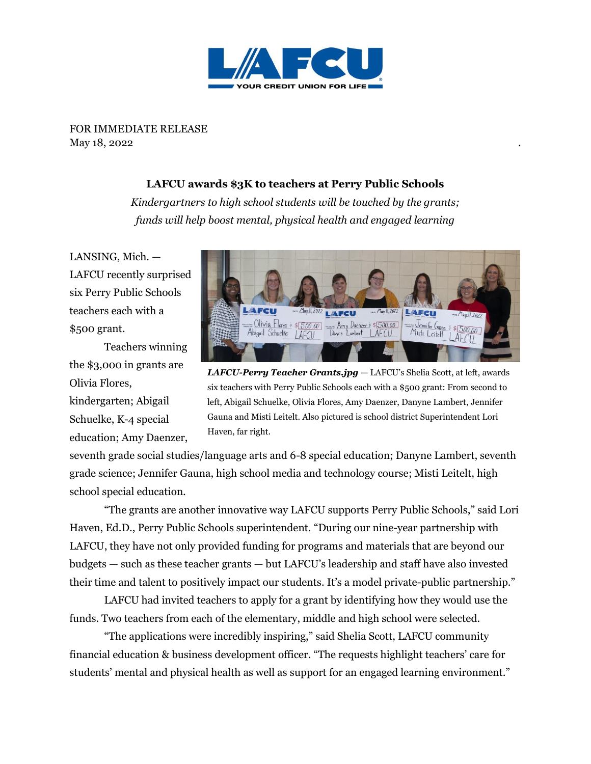FOR IMMEDIATE RELEASE
May 18, 2022

**LAFCU awards $3K to teachers at Perry Public Schools**

*Kindergartners to high school students will be touched by the grants; funds will help boost mental, physical health and engaged learning*

LANSING, Mich. — LAFCU recently surprised six Perry Public Schools teachers each with a $500 grant.

***LAFCU-Perry Teacher Grants.jpg*** — LAFCU's Shelia Scott, at left, awards six teachers with Perry Public Schools each with a $500 grant: From second to left, Abigail Schuelke, Olivia Flores, Amy Daenzer, Danyne Lambert, Jennifer Gauna and Misti Leitelt. Also pictured is school district Superintendent Lori Haven, far right.

Teachers winning the $3,000 in grants are Olivia Flores, kindergarten; Abigail Schuelke, K-4 special education; Amy Daenzer, seventh grade social studies/language arts and 6-8 special education; Danyne Lambert, seventh grade science; Jennifer Gauna, high school media and technology course; Misti Leitelt, high school special education.

"The grants are another innovative way LAFCU supports Perry Public Schools," said Lori Haven, Ed.D., Perry Public Schools superintendent. "During our nine-year partnership with LAFCU, they have not only provided funding for programs and materials that are beyond our budgets — such as these teacher grants — but LAFCU's leadership and staff have also invested their time and talent to positively impact our students. It's a model private-public partnership."

LAFCU had invited teachers to apply for a grant by identifying how they would use the funds. Two teachers from each of the elementary, middle and high school were selected.

"The applications were incredibly inspiring," said Shelia Scott, LAFCU community financial education & business development officer. "The requests highlight teachers' care for students' mental and physical health as well as support for an engaged learning environment."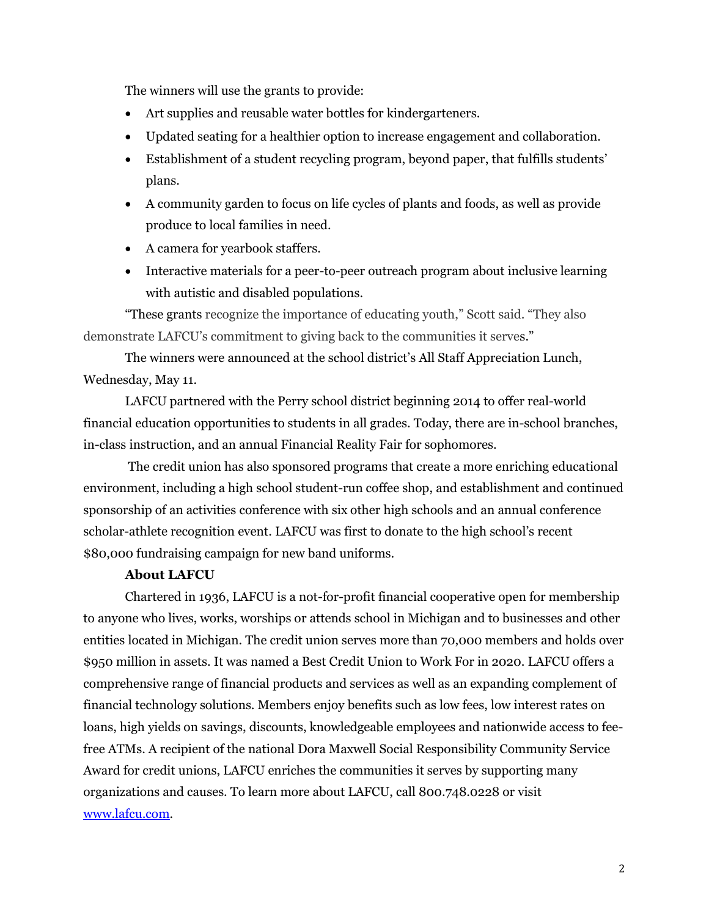The winners will use the grants to provide:

- Art supplies and reusable water bottles for kindergarteners.
- Updated seating for a healthier option to increase engagement and collaboration.
- Establishment of a student recycling program, beyond paper, that fulfills students' plans.
- A community garden to focus on life cycles of plants and foods, as well as provide produce to local families in need.
- A camera for yearbook staffers.
- Interactive materials for a peer-to-peer outreach program about inclusive learning with autistic and disabled populations.

"These grants recognize the importance of educating youth," Scott said. "They also demonstrate LAFCU's commitment to giving back to the communities it serves."

The winners were announced at the school district's All Staff Appreciation Lunch, Wednesday, May 11.

LAFCU partnered with the Perry school district beginning 2014 to offer real-world financial education opportunities to students in all grades. Today, there are in-school branches, in-class instruction, and an annual Financial Reality Fair for sophomores.

The credit union has also sponsored programs that create a more enriching educational environment, including a high school student-run coffee shop, and establishment and continued sponsorship of an activities conference with six other high schools and an annual conference scholar-athlete recognition event. LAFCU was first to donate to the high school's recent $80,000 fundraising campaign for new band uniforms.

**About LAFCU**

Chartered in 1936, LAFCU is a not-for-profit financial cooperative open for membership to anyone who lives, works, worships or attends school in Michigan and to businesses and other entities located in Michigan. The credit union serves more than 70,000 members and holds over $950 million in assets. It was named a Best Credit Union to Work For in 2020. LAFCU offers a comprehensive range of financial products and services as well as an expanding complement of financial technology solutions. Members enjoy benefits such as low fees, low interest rates on loans, high yields on savings, discounts, knowledgeable employees and nationwide access to fee-free ATMs. A recipient of the national Dora Maxwell Social Responsibility Community Service Award for credit unions, LAFCU enriches the communities it serves by supporting many organizations and causes. To learn more about LAFCU, call 800.748.0228 or visit [www.lafcu.com](http://www.lafcu.com).